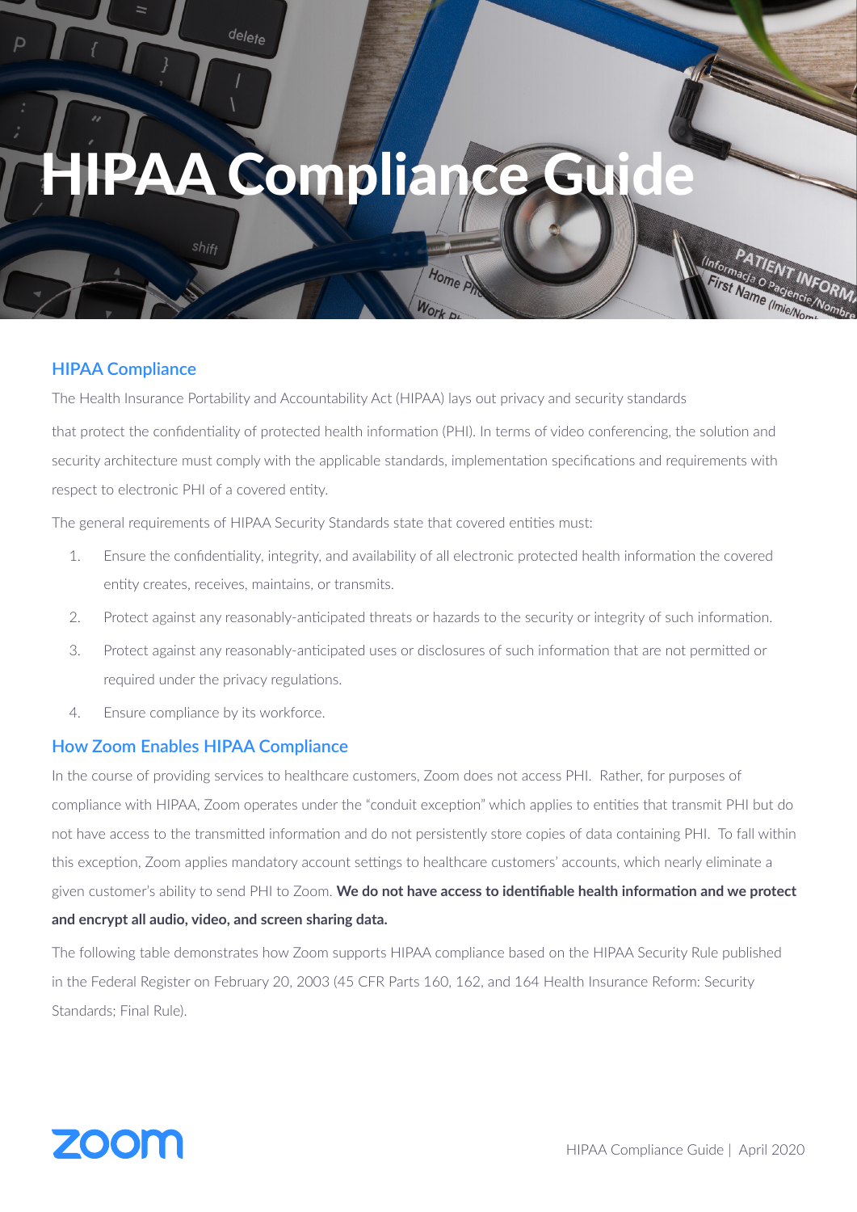# HIPAA Compliance Guide

## HIPAA Compliance

The Health Insurance Portability and Accountability Act (HIPAA) lays out privacy and security standards that protect the confidentiality of protected health information (PHI). In terms of video conferencing, the solution and security architecture must comply with the applicable standards, implementation specifications and requirements with respect to electronic PHI of a covered entity.

The general requirements of HIPAA Security Standards state that covered entities must:

1. Ensure the confidentiality, integrity, and availability of all electronic protected health information the covered entity creates, receives, maintains, or transmits.
2. Protect against any reasonably-anticipated threats or hazards to the security or integrity of such information.
3. Protect against any reasonably-anticipated uses or disclosures of such information that are not permitted or required under the privacy regulations.
4. Ensure compliance by its workforce.

## How Zoom Enables HIPAA Compliance

In the course of providing services to healthcare customers, Zoom does not access PHI. Rather, for purposes of compliance with HIPAA, Zoom operates under the "conduit exception" which applies to entities that transmit PHI but do not have access to the transmitted information and do not persistently store copies of data containing PHI. To fall within this exception, Zoom applies mandatory account settings to healthcare customers' accounts, which nearly eliminate a given customer's ability to send PHI to Zoom. **We do not have access to identifiable health information and we protect and encrypt all audio, video, and screen sharing data.**

The following table demonstrates how Zoom supports HIPAA compliance based on the HIPAA Security Rule published in the Federal Register on February 20, 2003 (45 CFR Parts 160, 162, and 164 Health Insurance Reform: Security Standards; Final Rule).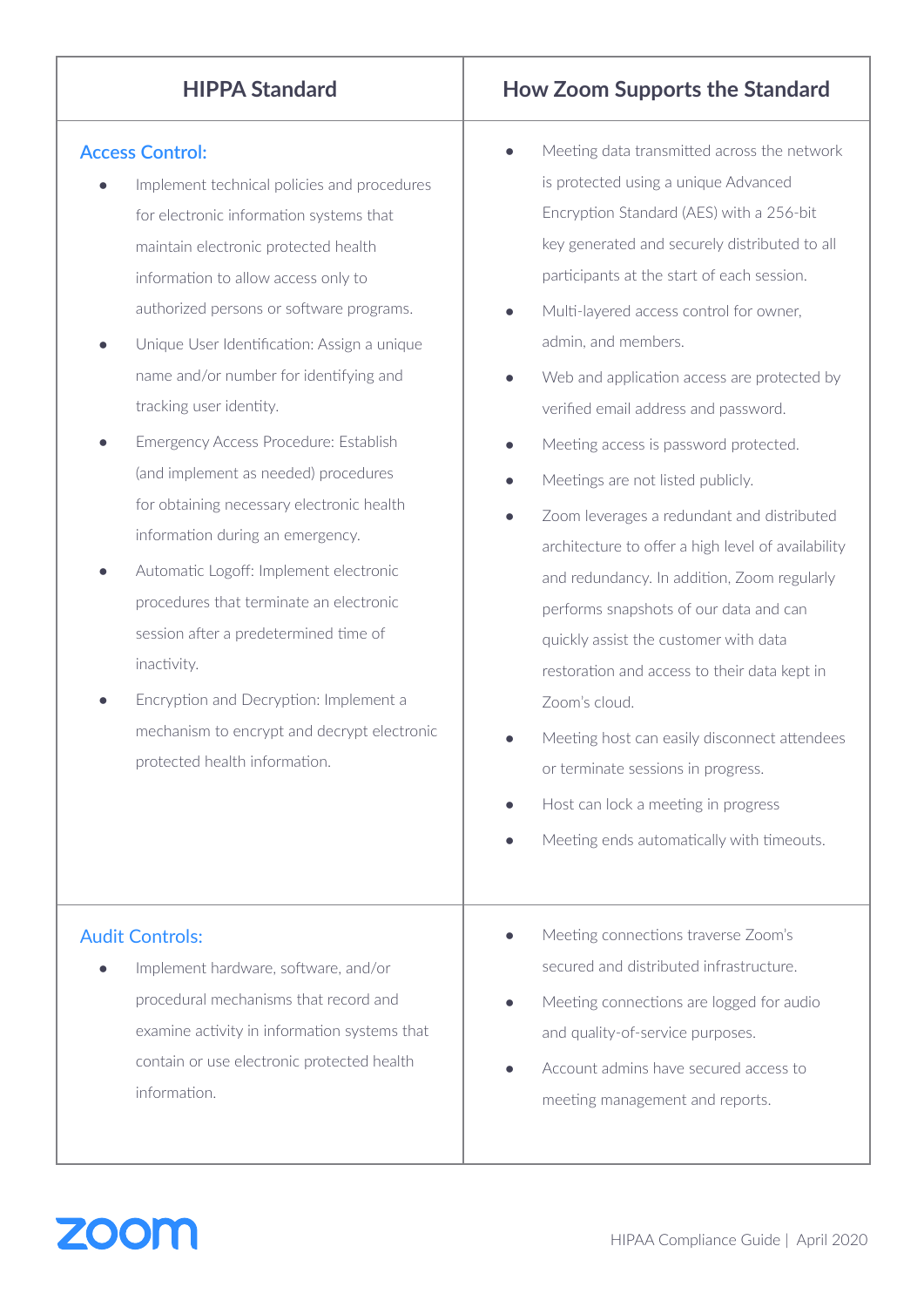| HIPPA Standard | How Zoom Supports the Standard |
|---|---|
| **Access Control:**<br>• Implement technical policies and procedures for electronic information systems that maintain electronic protected health information to allow access only to authorized persons or software programs.<br>• Unique User Identification: Assign a unique name and/or number for identifying and tracking user identity.<br>• Emergency Access Procedure: Establish (and implement as needed) procedures for obtaining necessary electronic health information during an emergency.<br>• Automatic Logoff: Implement electronic procedures that terminate an electronic session after a predetermined time of inactivity.<br>• Encryption and Decryption: Implement a mechanism to encrypt and decrypt electronic protected health information. | • Meeting data transmitted across the network is protected using a unique Advanced Encryption Standard (AES) with a 256-bit key generated and securely distributed to all participants at the start of each session.<br>• Multi-layered access control for owner, admin, and members.<br>• Web and application access are protected by verified email address and password.<br>• Meeting access is password protected.<br>• Meetings are not listed publicly.<br>• Zoom leverages a redundant and distributed architecture to offer a high level of availability and redundancy. In addition, Zoom regularly performs snapshots of our data and can quickly assist the customer with data restoration and access to their data kept in Zoom's cloud.<br>• Meeting host can easily disconnect attendees or terminate sessions in progress.<br>• Host can lock a meeting in progress<br>• Meeting ends automatically with timeouts. |
| **Audit Controls:**<br>• Implement hardware, software, and/or procedural mechanisms that record and examine activity in information systems that contain or use electronic protected health information. | • Meeting connections traverse Zoom's secured and distributed infrastructure.<br>• Meeting connections are logged for audio and quality-of-service purposes.<br>• Account admins have secured access to meeting management and reports. |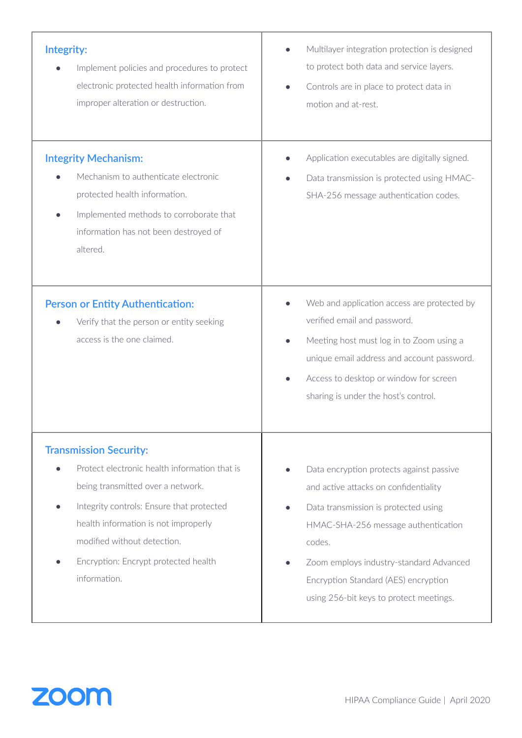| | |
|---|---|
| **Integrity:**<br>• Implement policies and procedures to protect electronic protected health information from improper alteration or destruction. | • Multilayer integration protection is designed to protect both data and service layers.<br>• Controls are in place to protect data in motion and at-rest. |
| **Integrity Mechanism:**<br>• Mechanism to authenticate electronic protected health information.<br>• Implemented methods to corroborate that information has not been destroyed of altered. | • Application executables are digitally signed.<br>• Data transmission is protected using HMAC-SHA-256 message authentication codes. |
| **Person or Entity Authentication:**<br>• Verify that the person or entity seeking access is the one claimed. | • Web and application access are protected by verified email and password.<br>• Meeting host must log in to Zoom using a unique email address and account password.<br>• Access to desktop or window for screen sharing is under the host's control. |
| **Transmission Security:**<br>• Protect electronic health information that is being transmitted over a network.<br>• Integrity controls: Ensure that protected health information is not improperly modified without detection.<br>• Encryption: Encrypt protected health information. | • Data encryption protects against passive and active attacks on confidentiality<br>• Data transmission is protected using HMAC-SHA-256 message authentication codes.<br>• Zoom employs industry-standard Advanced Encryption Standard (AES) encryption using 256-bit keys to protect meetings. |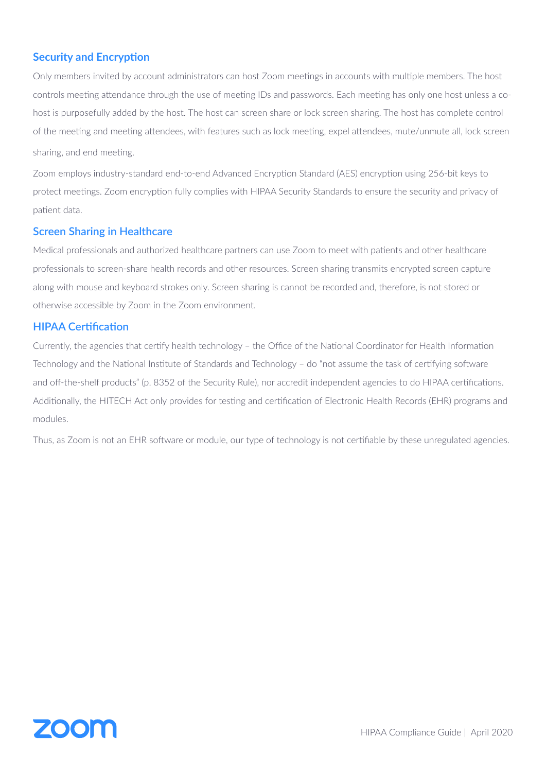## Security and Encryption

Only members invited by account administrators can host Zoom meetings in accounts with multiple members. The host controls meeting attendance through the use of meeting IDs and passwords. Each meeting has only one host unless a co-host is purposefully added by the host. The host can screen share or lock screen sharing. The host has complete control of the meeting and meeting attendees, with features such as lock meeting, expel attendees, mute/unmute all, lock screen sharing, and end meeting.

Zoom employs industry-standard end-to-end Advanced Encryption Standard (AES) encryption using 256-bit keys to protect meetings. Zoom encryption fully complies with HIPAA Security Standards to ensure the security and privacy of patient data.

## Screen Sharing in Healthcare

Medical professionals and authorized healthcare partners can use Zoom to meet with patients and other healthcare professionals to screen-share health records and other resources. Screen sharing transmits encrypted screen capture along with mouse and keyboard strokes only. Screen sharing is cannot be recorded and, therefore, is not stored or otherwise accessible by Zoom in the Zoom environment.

## HIPAA Certification

Currently, the agencies that certify health technology – the Office of the National Coordinator for Health Information Technology and the National Institute of Standards and Technology – do "not assume the task of certifying software and off-the-shelf products" (p. 8352 of the Security Rule), nor accredit independent agencies to do HIPAA certifications. Additionally, the HITECH Act only provides for testing and certification of Electronic Health Records (EHR) programs and modules.

Thus, as Zoom is not an EHR software or module, our type of technology is not certifiable by these unregulated agencies.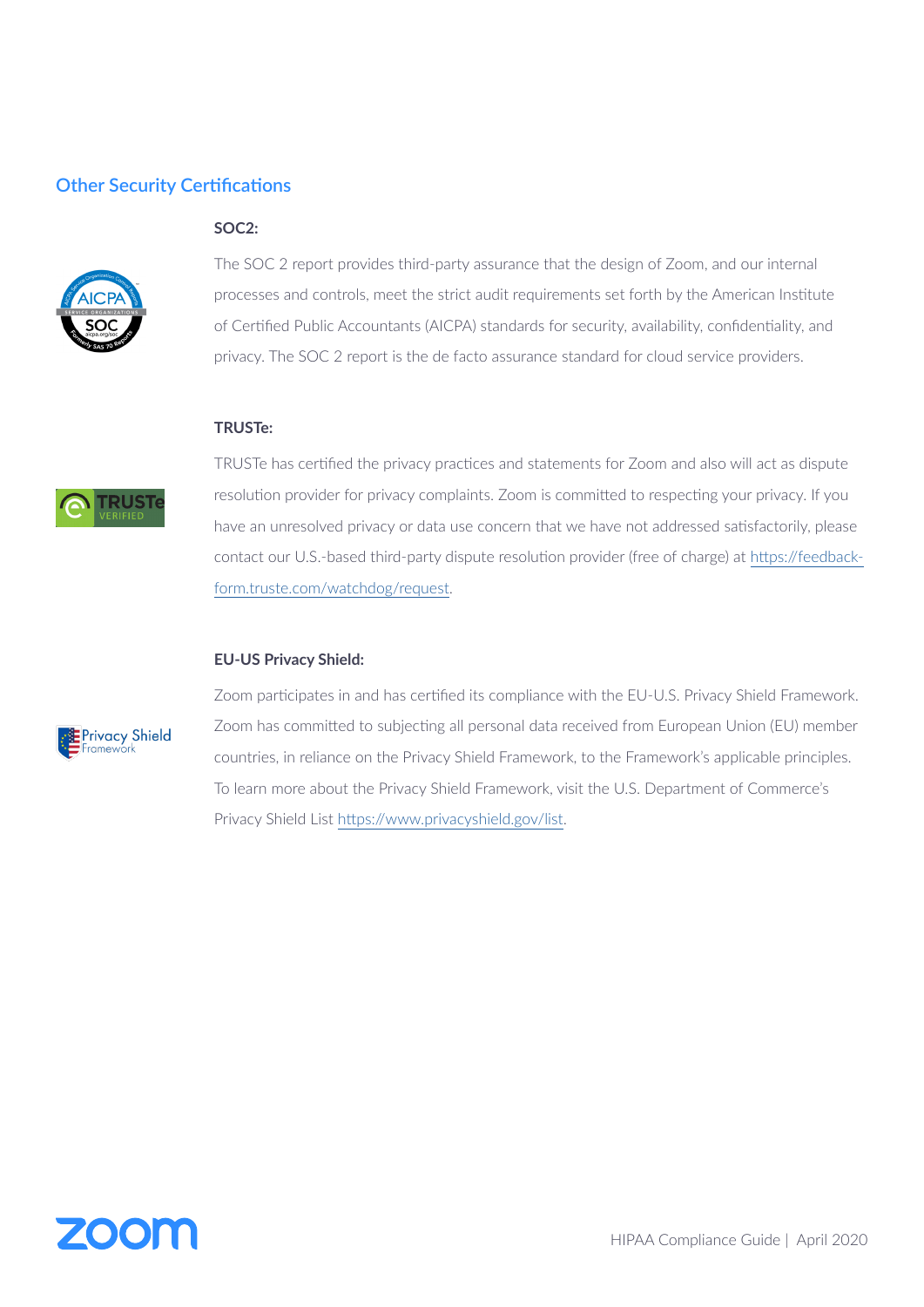## Other Security Certifications

**SOC2:**

The SOC 2 report provides third-party assurance that the design of Zoom, and our internal processes and controls, meet the strict audit requirements set forth by the American Institute of Certified Public Accountants (AICPA) standards for security, availability, confidentiality, and privacy. The SOC 2 report is the de facto assurance standard for cloud service providers.

**TRUSTe:**

TRUSTe has certified the privacy practices and statements for Zoom and also will act as dispute resolution provider for privacy complaints. Zoom is committed to respecting your privacy. If you have an unresolved privacy or data use concern that we have not addressed satisfactorily, please contact our U.S.-based third-party dispute resolution provider (free of charge) at https://feedback-form.truste.com/watchdog/request.

**EU-US Privacy Shield:**

Zoom participates in and has certified its compliance with the EU-U.S. Privacy Shield Framework. Zoom has committed to subjecting all personal data received from European Union (EU) member countries, in reliance on the Privacy Shield Framework, to the Framework's applicable principles. To learn more about the Privacy Shield Framework, visit the U.S. Department of Commerce's Privacy Shield List https://www.privacyshield.gov/list.